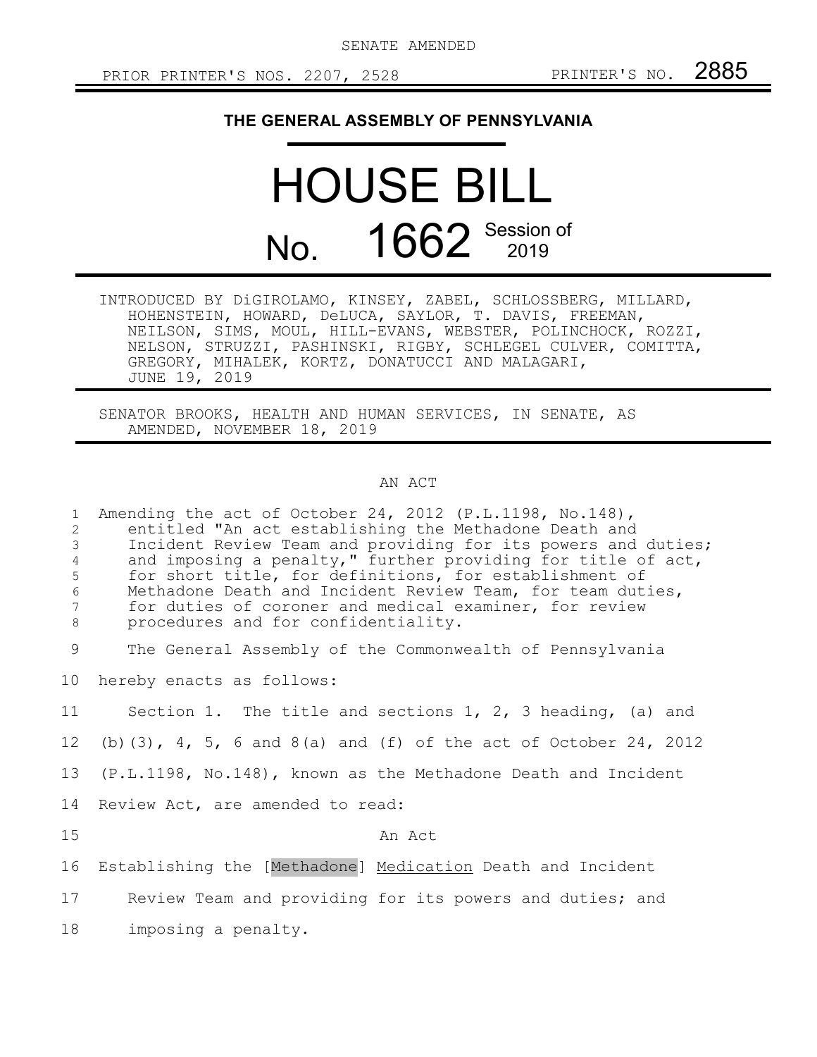SENATE AMENDED

PRIOR PRINTER'S NOS. 2207, 2528 PRINTER'S NO. 2885

**THE GENERAL ASSEMBLY OF PENNSYLVANIA**

# HOUSE BILL

# No. 1662 Session of 2019

INTRODUCED BY DiGIROLAMO, KINSEY, ZABEL, SCHLOSSBERG, MILLARD, HOHENSTEIN, HOWARD, DeLUCA, SAYLOR, T. DAVIS, FREEMAN, NEILSON, SIMS, MOUL, HILL-EVANS, WEBSTER, POLINCHOCK, ROZZI, NELSON, STRUZZI, PASHINSKI, RIGBY, SCHLEGEL CULVER, COMITTA, GREGORY, MIHALEK, KORTZ, DONATUCCI AND MALAGARI, JUNE 19, 2019

SENATOR BROOKS, HEALTH AND HUMAN SERVICES, IN SENATE, AS AMENDED, NOVEMBER 18, 2019

AN ACT

1 Amending the act of October 24, 2012 (P.L.1198, No.148),
2 entitled "An act establishing the Methadone Death and
3 Incident Review Team and providing for its powers and duties;
4 and imposing a penalty," further providing for title of act,
5 for short title, for definitions, for establishment of
6 Methadone Death and Incident Review Team, for team duties,
7 for duties of coroner and medical examiner, for review
8 procedures and for confidentiality.

9 The General Assembly of the Commonwealth of Pennsylvania
10 hereby enacts as follows:

11 Section 1. The title and sections 1, 2, 3 heading, (a) and
12 (b)(3), 4, 5, 6 and 8(a) and (f) of the act of October 24, 2012
13 (P.L.1198, No.148), known as the Methadone Death and Incident
14 Review Act, are amended to read:

15 An Act

16 Establishing the [Methadone] <u>Medication</u> Death and Incident
17 Review Team and providing for its powers and duties; and
18 imposing a penalty.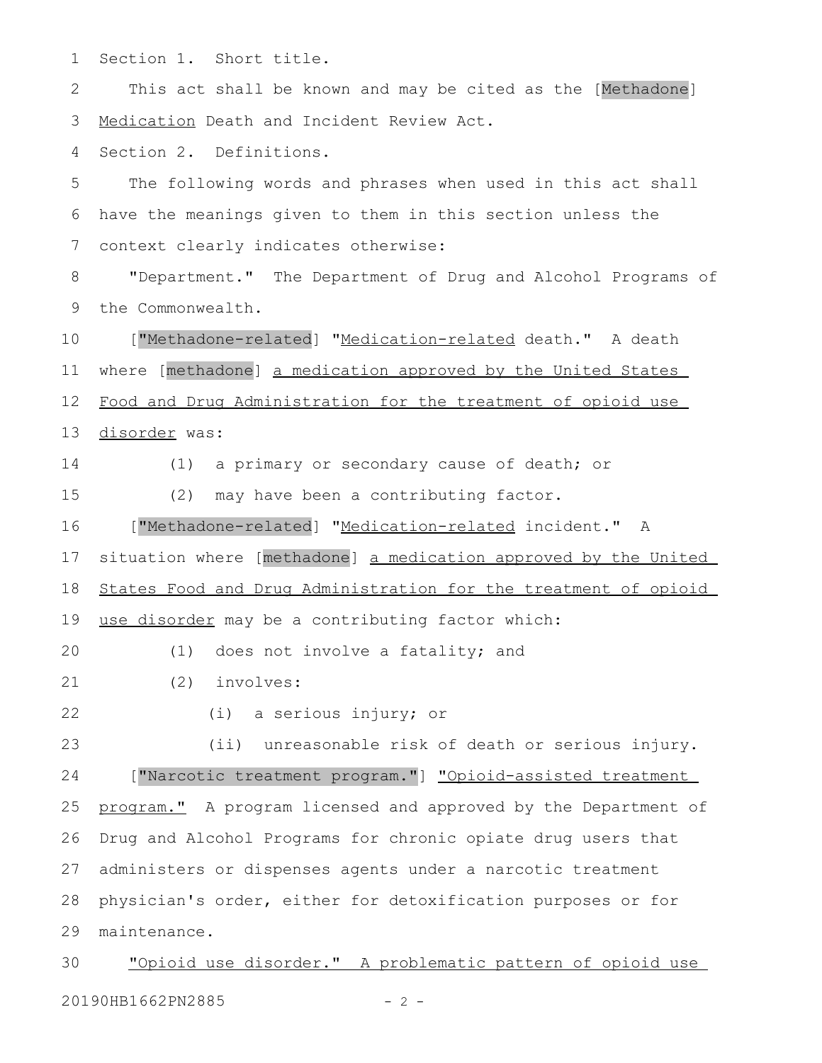Section 1. Short title.

This act shall be known and may be cited as the [Methadone] Medication Death and Incident Review Act.

Section 2. Definitions.

The following words and phrases when used in this act shall have the meanings given to them in this section unless the context clearly indicates otherwise:

"Department." The Department of Drug and Alcohol Programs of the Commonwealth.

["Methadone-related] "Medication-related death." A death where [methadone] a medication approved by the United States Food and Drug Administration for the treatment of opioid use disorder was:

(1) a primary or secondary cause of death; or

(2) may have been a contributing factor.

["Methadone-related] "Medication-related incident." A situation where [methadone] a medication approved by the United States Food and Drug Administration for the treatment of opioid use disorder may be a contributing factor which:

(1) does not involve a fatality; and

(2) involves:

(i) a serious injury; or

(ii) unreasonable risk of death or serious injury.

["Narcotic treatment program."] "Opioid-assisted treatment program." A program licensed and approved by the Department of Drug and Alcohol Programs for chronic opiate drug users that administers or dispenses agents under a narcotic treatment physician's order, either for detoxification purposes or for maintenance.

"Opioid use disorder." A problematic pattern of opioid use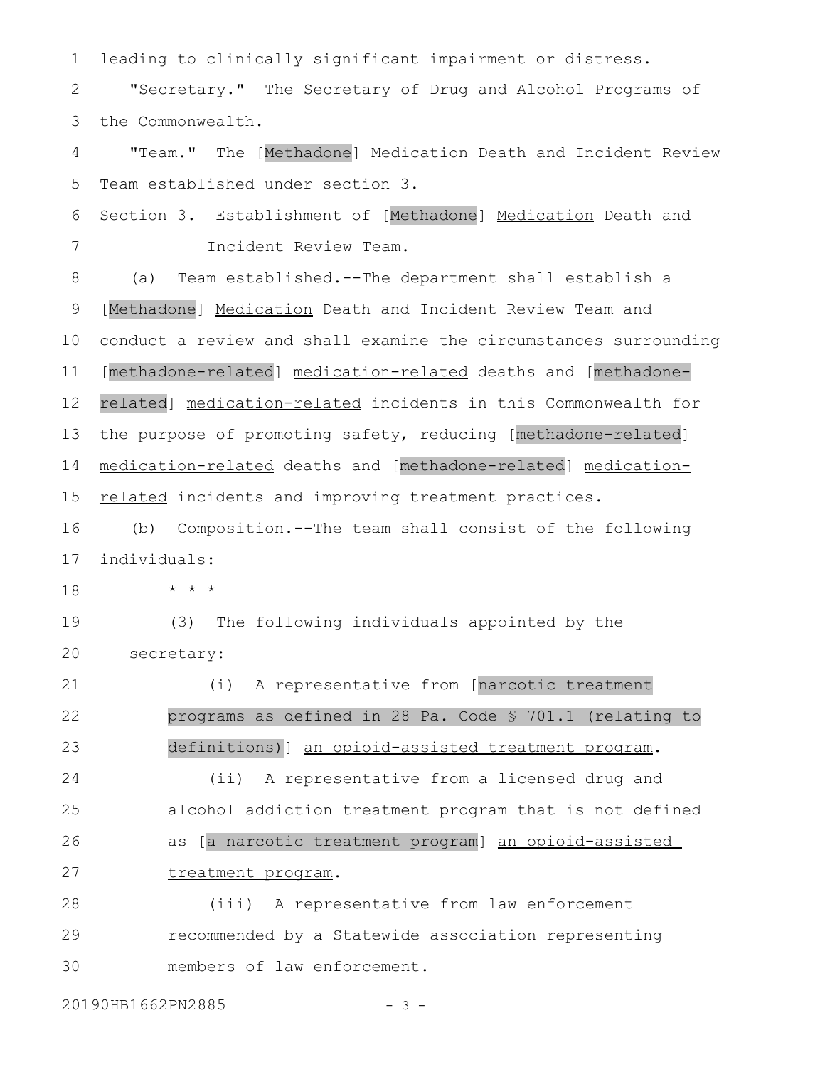leading to clinically significant impairment or distress.

"Secretary." The Secretary of Drug and Alcohol Programs of the Commonwealth.

"Team." The [Methadone] Medication Death and Incident Review Team established under section 3.

Section 3. Establishment of [Methadone] Medication Death and Incident Review Team.

(a) Team established.--The department shall establish a [Methadone] Medication Death and Incident Review Team and conduct a review and shall examine the circumstances surrounding [methadone-related] medication-related deaths and [methadone-related] medication-related incidents in this Commonwealth for the purpose of promoting safety, reducing [methadone-related] medication-related deaths and [methadone-related] medication-related incidents and improving treatment practices.

(b) Composition.--The team shall consist of the following individuals:

\* \* \*

(3) The following individuals appointed by the secretary:

(i) A representative from [narcotic treatment programs as defined in 28 Pa. Code § 701.1 (relating to definitions)] an opioid-assisted treatment program.

(ii) A representative from a licensed drug and alcohol addiction treatment program that is not defined as [a narcotic treatment program] an opioid-assisted treatment program.

(iii) A representative from law enforcement recommended by a Statewide association representing members of law enforcement.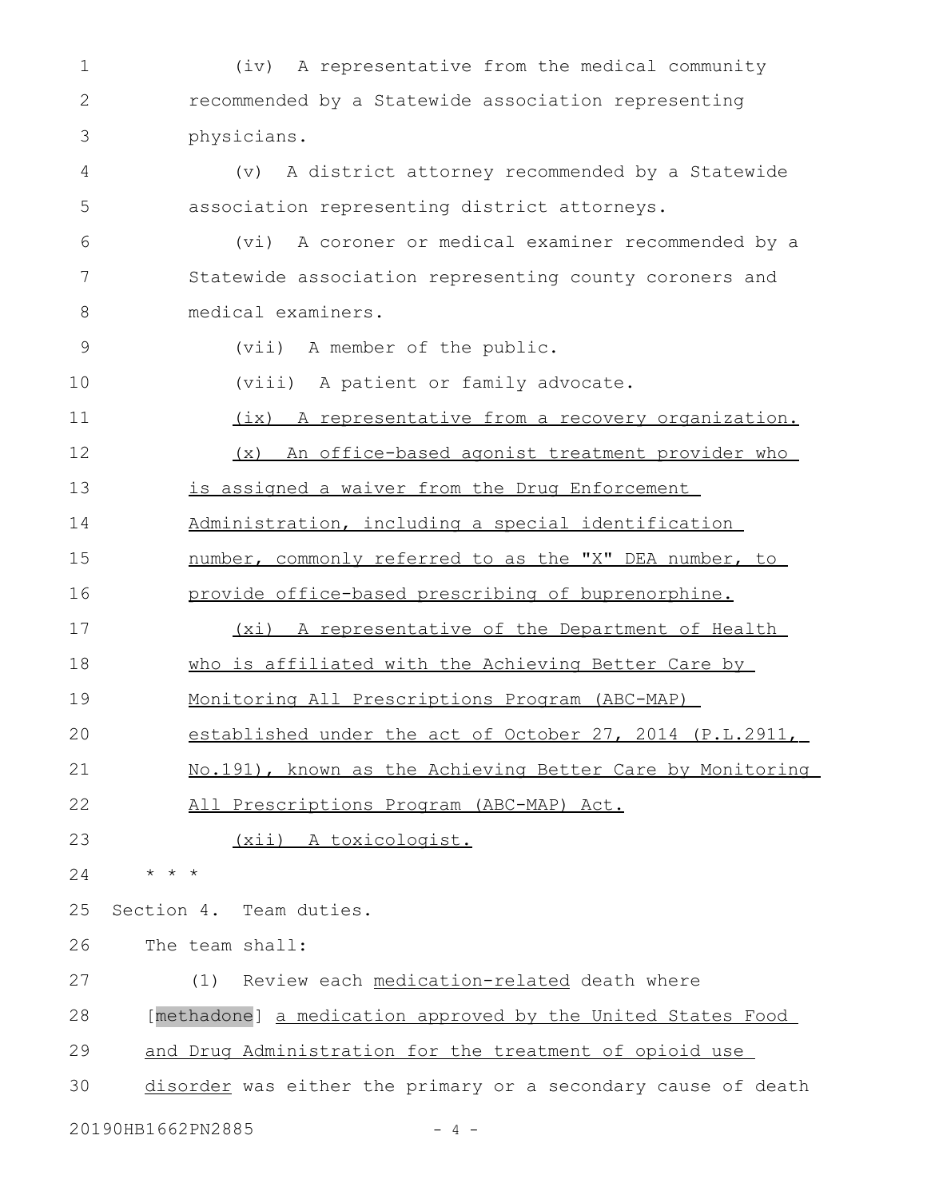(iv) A representative from the medical community recommended by a Statewide association representing physicians.

(v) A district attorney recommended by a Statewide association representing district attorneys.

(vi) A coroner or medical examiner recommended by a Statewide association representing county coroners and medical examiners.

(vii) A member of the public.

(viii) A patient or family advocate.

<u>(ix) A representative from a recovery organization.</u>

<u>(x) An office-based agonist treatment provider who is assigned a waiver from the Drug Enforcement Administration, including a special identification number, commonly referred to as the "X" DEA number, to provide office-based prescribing of buprenorphine.</u>

<u>(xi) A representative of the Department of Health who is affiliated with the Achieving Better Care by Monitoring All Prescriptions Program (ABC-MAP) established under the act of October 27, 2014 (P.L.2911, No.191), known as the Achieving Better Care by Monitoring All Prescriptions Program (ABC-MAP) Act.</u>

<u>(xii) A toxicologist.</u>

* * *

Section 4. Team duties.

The team shall:

(1) Review each <u>medication-related</u> death where [methadone] <u>a medication approved by the United States Food and Drug Administration for the treatment of opioid use disorder</u> was either the primary or a secondary cause of death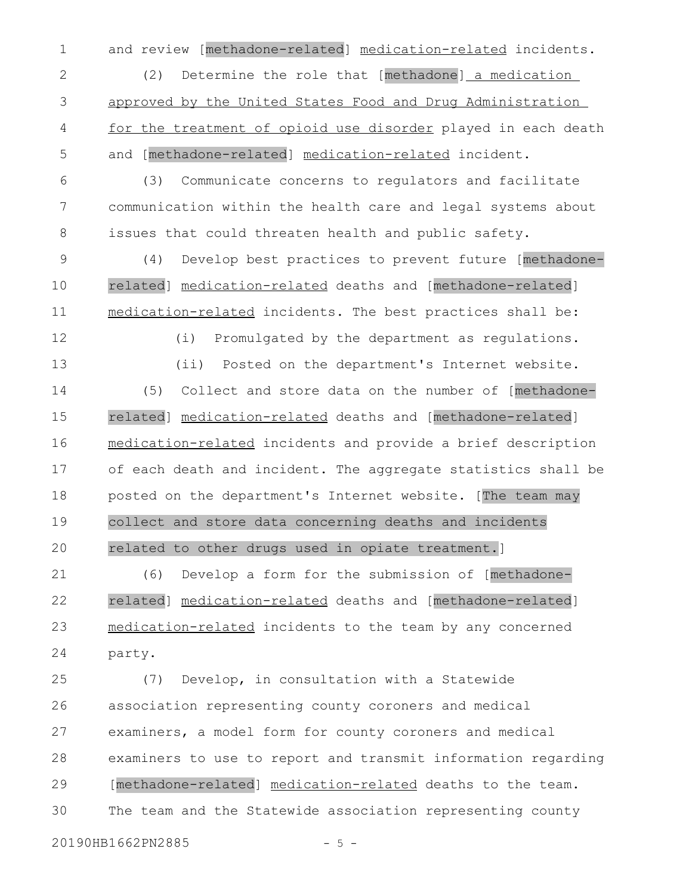and review [methadone-related] medication-related incidents.

(2) Determine the role that [methadone] a medication approved by the United States Food and Drug Administration for the treatment of opioid use disorder played in each death and [methadone-related] medication-related incident.

(3) Communicate concerns to regulators and facilitate communication within the health care and legal systems about issues that could threaten health and public safety.

(4) Develop best practices to prevent future [methadone-related] medication-related deaths and [methadone-related] medication-related incidents. The best practices shall be:

(i) Promulgated by the department as regulations.

(ii) Posted on the department's Internet website.

(5) Collect and store data on the number of [methadone-related] medication-related deaths and [methadone-related] medication-related incidents and provide a brief description of each death and incident. The aggregate statistics shall be posted on the department's Internet website. [The team may collect and store data concerning deaths and incidents related to other drugs used in opiate treatment.]

(6) Develop a form for the submission of [methadone-related] medication-related deaths and [methadone-related] medication-related incidents to the team by any concerned party.

(7) Develop, in consultation with a Statewide association representing county coroners and medical examiners, a model form for county coroners and medical examiners to use to report and transmit information regarding [methadone-related] medication-related deaths to the team. The team and the Statewide association representing county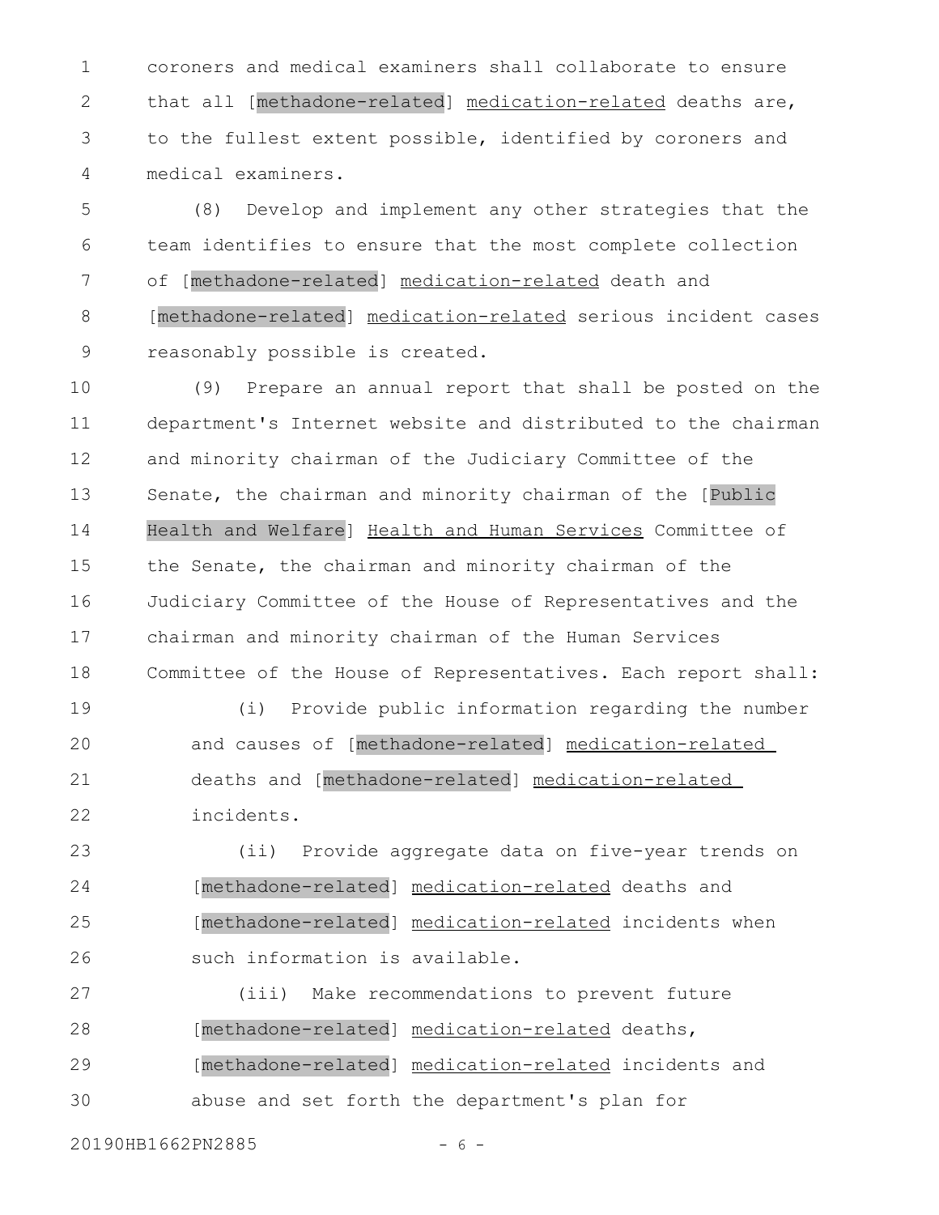coroners and medical examiners shall collaborate to ensure that all [methadone-related] medication-related deaths are, to the fullest extent possible, identified by coroners and medical examiners.

(8) Develop and implement any other strategies that the team identifies to ensure that the most complete collection of [methadone-related] medication-related death and [methadone-related] medication-related serious incident cases reasonably possible is created.

(9) Prepare an annual report that shall be posted on the department's Internet website and distributed to the chairman and minority chairman of the Judiciary Committee of the Senate, the chairman and minority chairman of the [Public Health and Welfare] Health and Human Services Committee of the Senate, the chairman and minority chairman of the Judiciary Committee of the House of Representatives and the chairman and minority chairman of the Human Services Committee of the House of Representatives. Each report shall:

(i) Provide public information regarding the number and causes of [methadone-related] medication-related deaths and [methadone-related] medication-related incidents.

(ii) Provide aggregate data on five-year trends on [methadone-related] medication-related deaths and [methadone-related] medication-related incidents when such information is available.

(iii) Make recommendations to prevent future [methadone-related] medication-related deaths, [methadone-related] medication-related incidents and abuse and set forth the department's plan for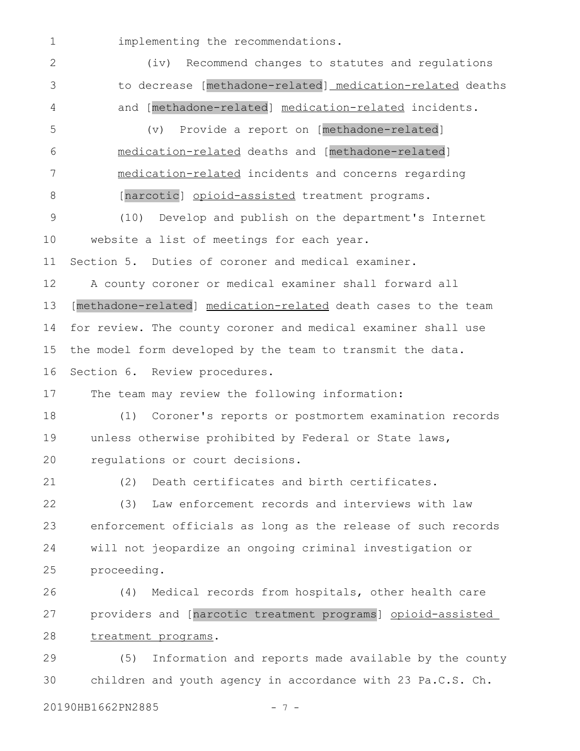implementing the recommendations.

(iv) Recommend changes to statutes and regulations to decrease [methadone-related] medication-related deaths and [methadone-related] medication-related incidents.

(v) Provide a report on [methadone-related] medication-related deaths and [methadone-related] medication-related incidents and concerns regarding [narcotic] opioid-assisted treatment programs.

(10) Develop and publish on the department's Internet website a list of meetings for each year.

Section 5. Duties of coroner and medical examiner.

A county coroner or medical examiner shall forward all [methadone-related] medication-related death cases to the team for review. The county coroner and medical examiner shall use the model form developed by the team to transmit the data.

Section 6. Review procedures.

The team may review the following information:

(1) Coroner's reports or postmortem examination records unless otherwise prohibited by Federal or State laws, regulations or court decisions.

(2) Death certificates and birth certificates.

(3) Law enforcement records and interviews with law enforcement officials as long as the release of such records will not jeopardize an ongoing criminal investigation or proceeding.

(4) Medical records from hospitals, other health care providers and [narcotic treatment programs] opioid-assisted treatment programs.

(5) Information and reports made available by the county children and youth agency in accordance with 23 Pa.C.S. Ch.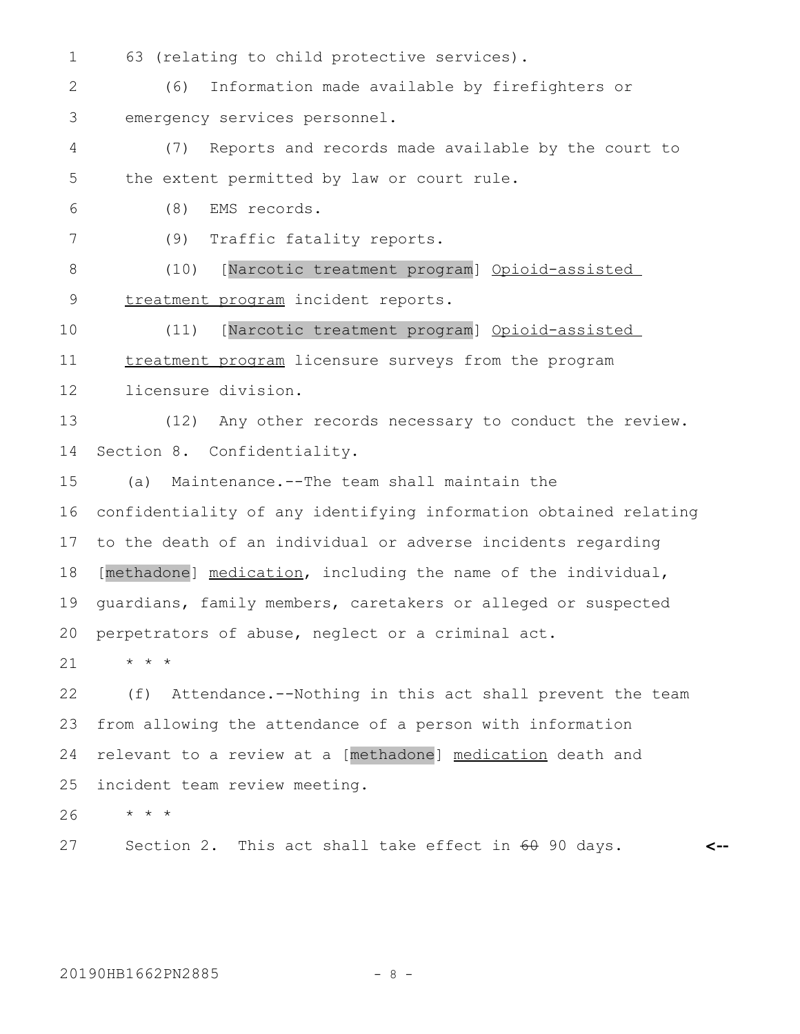63 (relating to child protective services).

(6) Information made available by firefighters or emergency services personnel.

(7) Reports and records made available by the court to the extent permitted by law or court rule.

(8) EMS records.

(9) Traffic fatality reports.

(10) [Narcotic treatment program] Opioid-assisted treatment program incident reports.

(11) [Narcotic treatment program] Opioid-assisted treatment program licensure surveys from the program licensure division.

(12) Any other records necessary to conduct the review.

Section 8. Confidentiality.

(a) Maintenance.--The team shall maintain the confidentiality of any identifying information obtained relating to the death of an individual or adverse incidents regarding [methadone] medication, including the name of the individual, guardians, family members, caretakers or alleged or suspected perpetrators of abuse, neglect or a criminal act.

\* \* \*

(f) Attendance.--Nothing in this act shall prevent the team from allowing the attendance of a person with information relevant to a review at a [methadone] medication death and incident team review meeting.

\* \* \*

Section 2. This act shall take effect in ~~60~~ 90 days. <--